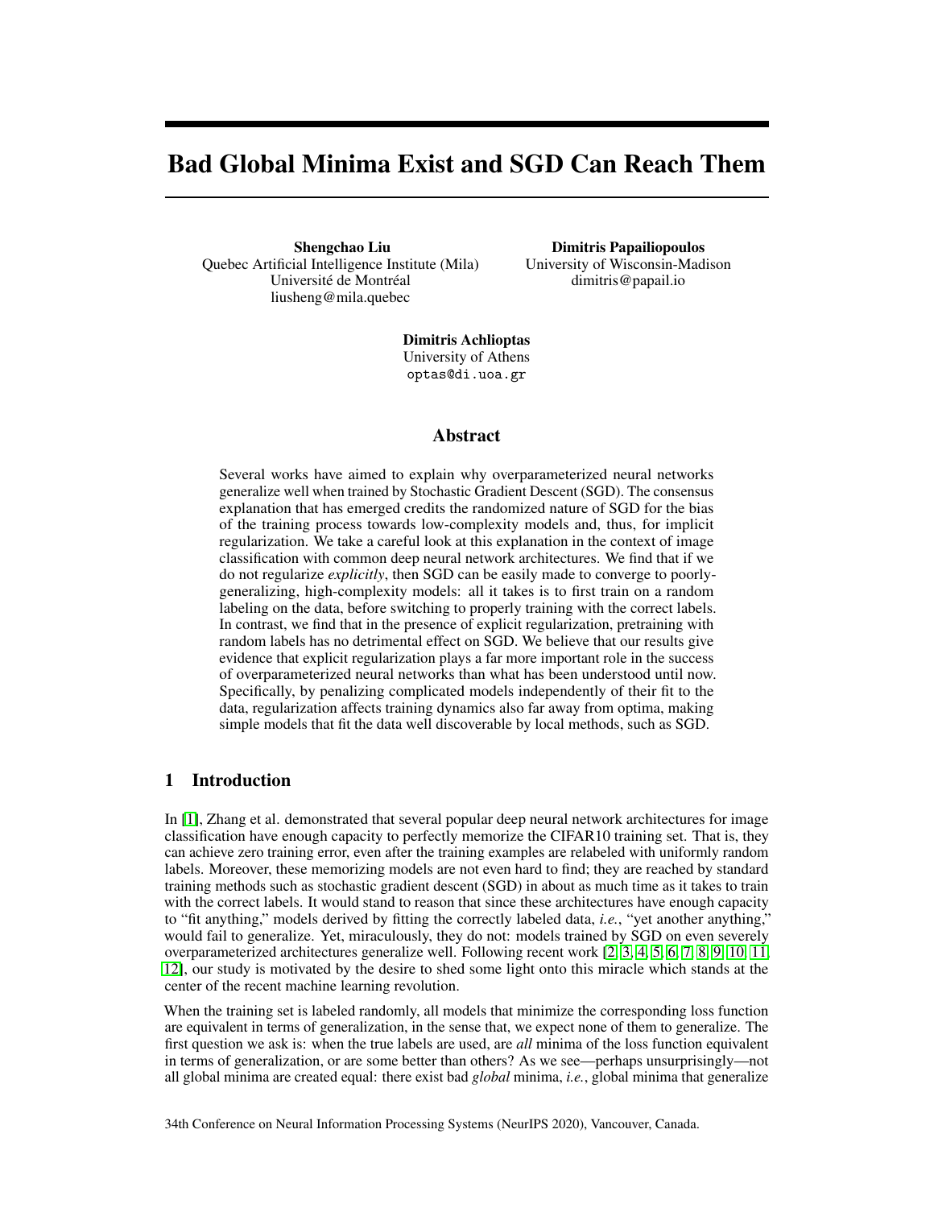# Bad Global Minima Exist and SGD Can Reach Them

**Shengchao Liu**
Quebec Artificial Intelligence Institute (Mila)
Université de Montréal
liusheng@mila.quebec

**Dimitris Papailiopoulos**
University of Wisconsin-Madison
dimitris@papail.io

**Dimitris Achlioptas**
University of Athens
optas@di.uoa.gr

## Abstract

Several works have aimed to explain why overparameterized neural networks generalize well when trained by Stochastic Gradient Descent (SGD). The consensus explanation that has emerged credits the randomized nature of SGD for the bias of the training process towards low-complexity models and, thus, for implicit regularization. We take a careful look at this explanation in the context of image classification with common deep neural network architectures. We find that if we do not regularize *explicitly*, then SGD can be easily made to converge to poorly-generalizing, high-complexity models: all it takes is to first train on a random labeling on the data, before switching to properly training with the correct labels. In contrast, we find that in the presence of explicit regularization, pretraining with random labels has no detrimental effect on SGD. We believe that our results give evidence that explicit regularization plays a far more important role in the success of overparameterized neural networks than what has been understood until now. Specifically, by penalizing complicated models independently of their fit to the data, regularization affects training dynamics also far away from optima, making simple models that fit the data well discoverable by local methods, such as SGD.

## 1 Introduction

In [1], Zhang et al. demonstrated that several popular deep neural network architectures for image classification have enough capacity to perfectly memorize the CIFAR10 training set. That is, they can achieve zero training error, even after the training examples are relabeled with uniformly random labels. Moreover, these memorizing models are not even hard to find; they are reached by standard training methods such as stochastic gradient descent (SGD) in about as much time as it takes to train with the correct labels. It would stand to reason that since these architectures have enough capacity to "fit anything," models derived by fitting the correctly labeled data, *i.e.*, "yet another anything," would fail to generalize. Yet, miraculously, they do not: models trained by SGD on even severely overparameterized architectures generalize well. Following recent work [2, 3, 4, 5, 6, 7, 8, 9, 10, 11, 12], our study is motivated by the desire to shed some light onto this miracle which stands at the center of the recent machine learning revolution.

When the training set is labeled randomly, all models that minimize the corresponding loss function are equivalent in terms of generalization, in the sense that, we expect none of them to generalize. The first question we ask is: when the true labels are used, are *all* minima of the loss function equivalent in terms of generalization, or are some better than others? As we see—perhaps unsurprisingly—not all global minima are created equal: there exist bad *global* minima, *i.e.*, global minima that generalize

34th Conference on Neural Information Processing Systems (NeurIPS 2020), Vancouver, Canada.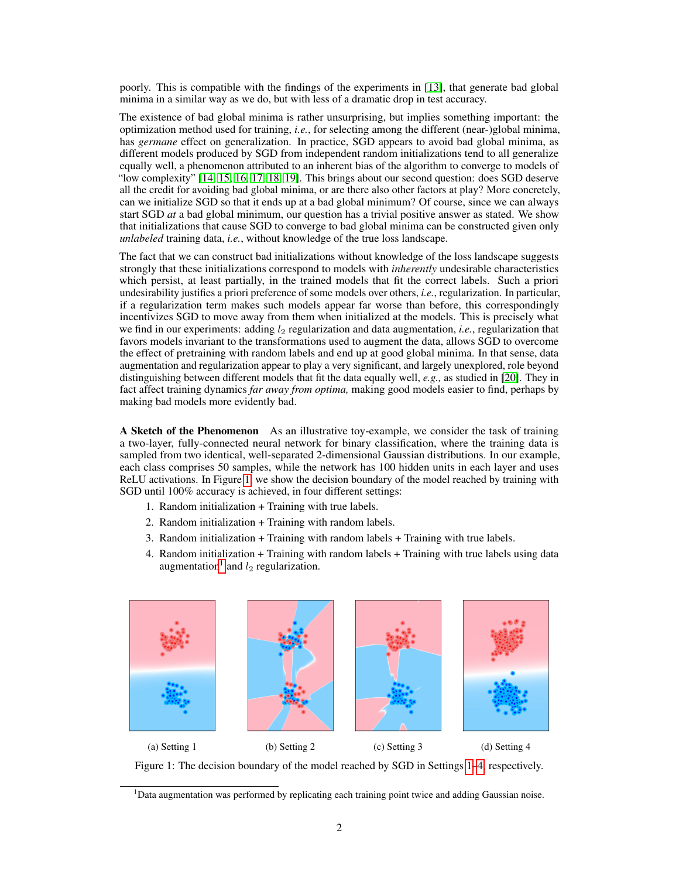poorly. This is compatible with the findings of the experiments in [13], that generate bad global minima in a similar way as we do, but with less of a dramatic drop in test accuracy.

The existence of bad global minima is rather unsurprising, but implies something important: the optimization method used for training, *i.e.*, for selecting among the different (near-)global minima, has *germane* effect on generalization. In practice, SGD appears to avoid bad global minima, as different models produced by SGD from independent random initializations tend to all generalize equally well, a phenomenon attributed to an inherent bias of the algorithm to converge to models of "low complexity" [14, 15, 16, 17, 18, 19]. This brings about our second question: does SGD deserve all the credit for avoiding bad global minima, or are there also other factors at play? More concretely, can we initialize SGD so that it ends up at a bad global minimum? Of course, since we can always start SGD *at* a bad global minimum, our question has a trivial positive answer as stated. We show that initializations that cause SGD to converge to bad global minima can be constructed given only *unlabeled* training data, *i.e.*, without knowledge of the true loss landscape.

The fact that we can construct bad initializations without knowledge of the loss landscape suggests strongly that these initializations correspond to models with *inherently* undesirable characteristics which persist, at least partially, in the trained models that fit the correct labels. Such a priori undesirability justifies a priori preference of some models over others, *i.e.*, regularization. In particular, if a regularization term makes such models appear far worse than before, this correspondingly incentivizes SGD to move away from them when initialized at the models. This is precisely what we find in our experiments: adding $l_2$ regularization and data augmentation, *i.e.*, regularization that favors models invariant to the transformations used to augment the data, allows SGD to overcome the effect of pretraining with random labels and end up at good global minima. In that sense, data augmentation and regularization appear to play a very significant, and largely unexplored, role beyond distinguishing between different models that fit the data equally well, *e.g.,* as studied in [20]. They in fact affect training dynamics *far away from optima,* making good models easier to find, perhaps by making bad models more evidently bad.

**A Sketch of the Phenomenon** As an illustrative toy-example, we consider the task of training a two-layer, fully-connected neural network for binary classification, where the training data is sampled from two identical, well-separated 2-dimensional Gaussian distributions. In our example, each class comprises 50 samples, while the network has 100 hidden units in each layer and uses ReLU activations. In Figure 1, we show the decision boundary of the model reached by training with SGD until 100% accuracy is achieved, in four different settings:

1. Random initialization + Training with true labels.
2. Random initialization + Training with random labels.
3. Random initialization + Training with random labels + Training with true labels.
4. Random initialization + Training with random labels + Training with true labels using data augmentation[1] and $l_2$ regularization.

(a) Setting 1 (b) Setting 2 (c) Setting 3 (d) Setting 4

Figure 1: The decision boundary of the model reached by SGD in Settings 1–4, respectively.

[1] Data augmentation was performed by replicating each training point twice and adding Gaussian noise.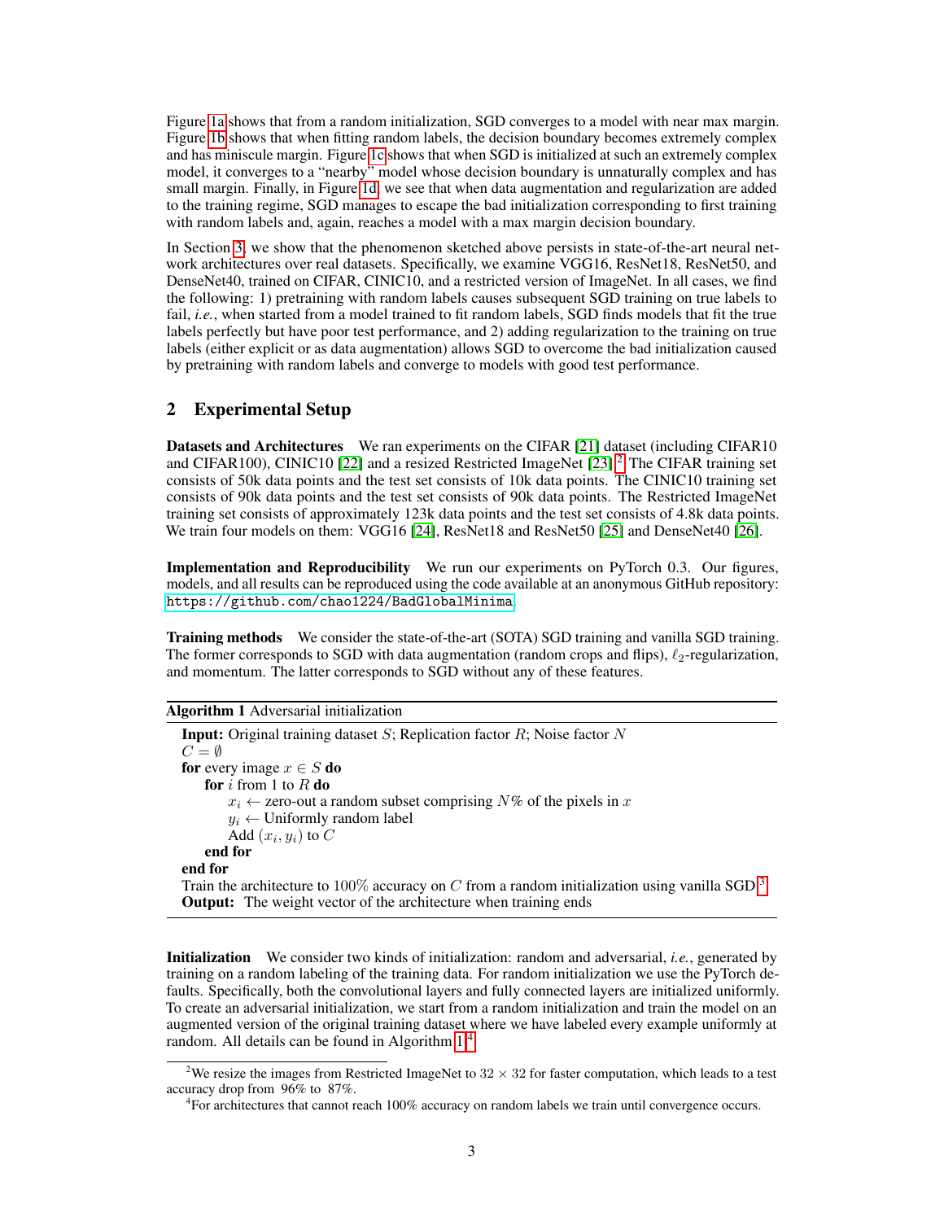Figure 1a shows that from a random initialization, SGD converges to a model with near max margin. Figure 1b shows that when fitting random labels, the decision boundary becomes extremely complex and has miniscule margin. Figure 1c shows that when SGD is initialized at such an extremely complex model, it converges to a "nearby" model whose decision boundary is unnaturally complex and has small margin. Finally, in Figure 1d, we see that when data augmentation and regularization are added to the training regime, SGD manages to escape the bad initialization corresponding to first training with random labels and, again, reaches a model with a max margin decision boundary.

In Section 3, we show that the phenomenon sketched above persists in state-of-the-art neural network architectures over real datasets. Specifically, we examine VGG16, ResNet18, ResNet50, and DenseNet40, trained on CIFAR, CINIC10, and a restricted version of ImageNet. In all cases, we find the following: 1) pretraining with random labels causes subsequent SGD training on true labels to fail, *i.e.*, when started from a model trained to fit random labels, SGD finds models that fit the true labels perfectly but have poor test performance, and 2) adding regularization to the training on true labels (either explicit or as data augmentation) allows SGD to overcome the bad initialization caused by pretraining with random labels and converge to models with good test performance.

## 2 Experimental Setup

**Datasets and Architectures** We ran experiments on the CIFAR [21] dataset (including CIFAR10 and CIFAR100), CINIC10 [22] and a resized Restricted ImageNet [23].[2] The CIFAR training set consists of 50k data points and the test set consists of 10k data points. The CINIC10 training set consists of 90k data points and the test set consists of 90k data points. The Restricted ImageNet training set consists of approximately 123k data points and the test set consists of 4.8k data points. We train four models on them: VGG16 [24], ResNet18 and ResNet50 [25] and DenseNet40 [26].

**Implementation and Reproducibility** We run our experiments on PyTorch 0.3. Our figures, models, and all results can be reproduced using the code available at an anonymous GitHub repository: `https://github.com/chao1224/BadGlobalMinima`.

**Training methods** We consider the state-of-the-art (SOTA) SGD training and vanilla SGD training. The former corresponds to SGD with data augmentation (random crops and flips), $\ell_2$-regularization, and momentum. The latter corresponds to SGD without any of these features.

**Algorithm 1** Adversarial initialization

**Input:** Original training dataset $S$; Replication factor $R$; Noise factor $N$
$C = \emptyset$
**for** every image $x \in S$ **do**
  **for** $i$ from 1 to $R$ **do**
    $x_i \leftarrow$ zero-out a random subset comprising $N\%$ of the pixels in $x$
    $y_i \leftarrow$ Uniformly random label
    Add $(x_i, y_i)$ to $C$
  **end for**
**end for**
Train the architecture to $100\%$ accuracy on $C$ from a random initialization using vanilla SGD[3]
**Output:** The weight vector of the architecture when training ends

**Initialization** We consider two kinds of initialization: random and adversarial, *i.e.*, generated by training on a random labeling of the training data. For random initialization we use the PyTorch defaults. Specifically, both the convolutional layers and fully connected layers are initialized uniformly. To create an adversarial initialization, we start from a random initialization and train the model on an augmented version of the original training dataset where we have labeled every example uniformly at random. All details can be found in Algorithm 1.[4]

[2] We resize the images from Restricted ImageNet to $32 \times 32$ for faster computation, which leads to a test accuracy drop from 96% to 87%.

[4] For architectures that cannot reach 100% accuracy on random labels we train until convergence occurs.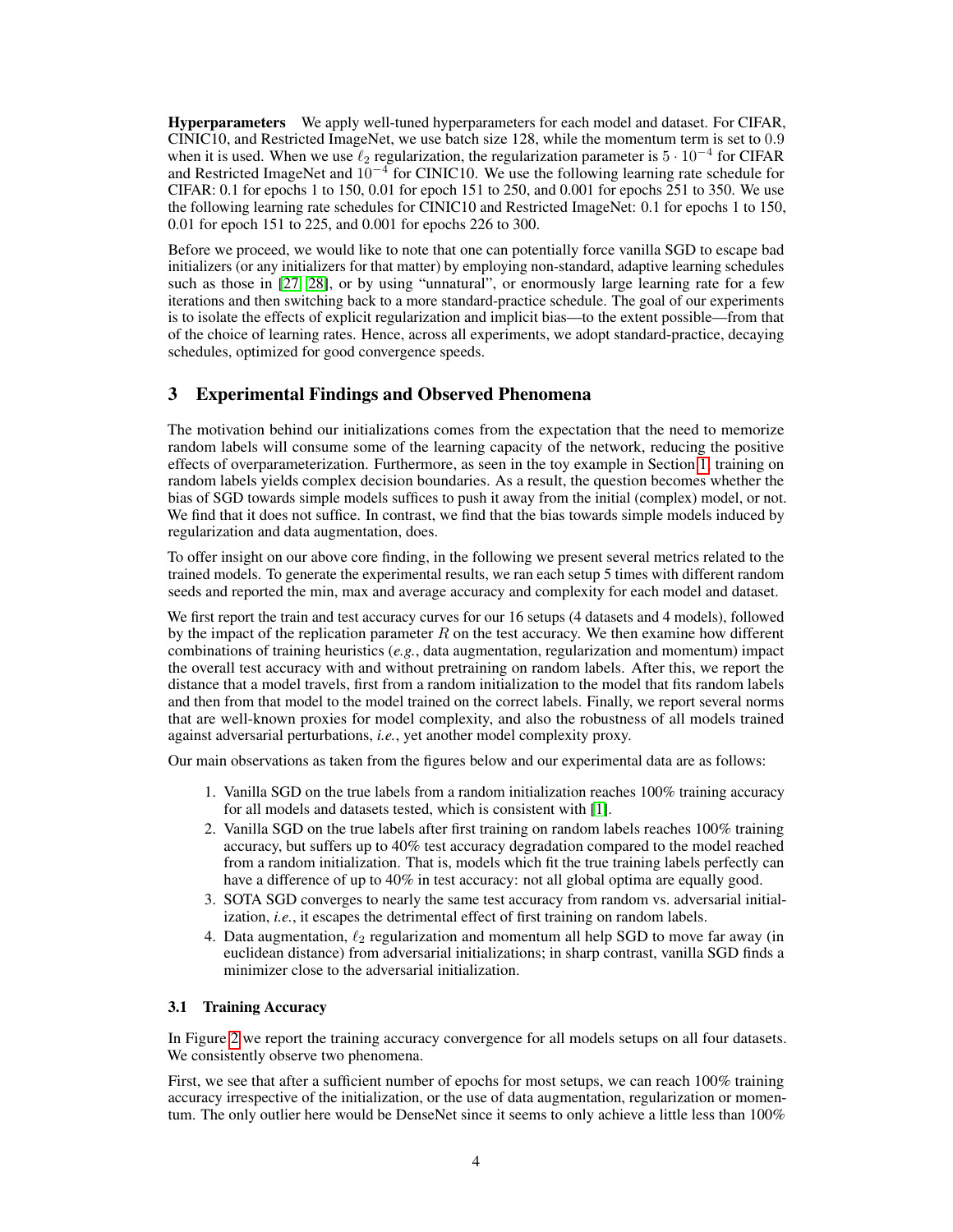**Hyperparameters** We apply well-tuned hyperparameters for each model and dataset. For CIFAR, CINIC10, and Restricted ImageNet, we use batch size 128, while the momentum term is set to $0.9$ when it is used. When we use $\ell_2$ regularization, the regularization parameter is $5 \cdot 10^{-4}$ for CIFAR and Restricted ImageNet and $10^{-4}$ for CINIC10. We use the following learning rate schedule for CIFAR: 0.1 for epochs 1 to 150, 0.01 for epoch 151 to 250, and 0.001 for epochs 251 to 350. We use the following learning rate schedules for CINIC10 and Restricted ImageNet: 0.1 for epochs 1 to 150, 0.01 for epoch 151 to 225, and 0.001 for epochs 226 to 300.

Before we proceed, we would like to note that one can potentially force vanilla SGD to escape bad initializers (or any initializers for that matter) by employing non-standard, adaptive learning schedules such as those in [27, 28], or by using "unnatural", or enormously large learning rate for a few iterations and then switching back to a more standard-practice schedule. The goal of our experiments is to isolate the effects of explicit regularization and implicit bias—to the extent possible—from that of the choice of learning rates. Hence, across all experiments, we adopt standard-practice, decaying schedules, optimized for good convergence speeds.

## 3 Experimental Findings and Observed Phenomena

The motivation behind our initializations comes from the expectation that the need to memorize random labels will consume some of the learning capacity of the network, reducing the positive effects of overparameterization. Furthermore, as seen in the toy example in Section 1, training on random labels yields complex decision boundaries. As a result, the question becomes whether the bias of SGD towards simple models suffices to push it away from the initial (complex) model, or not. We find that it does not suffice. In contrast, we find that the bias towards simple models induced by regularization and data augmentation, does.

To offer insight on our above core finding, in the following we present several metrics related to the trained models. To generate the experimental results, we ran each setup 5 times with different random seeds and reported the min, max and average accuracy and complexity for each model and dataset.

We first report the train and test accuracy curves for our 16 setups (4 datasets and 4 models), followed by the impact of the replication parameter $R$ on the test accuracy. We then examine how different combinations of training heuristics (*e.g.*, data augmentation, regularization and momentum) impact the overall test accuracy with and without pretraining on random labels. After this, we report the distance that a model travels, first from a random initialization to the model that fits random labels and then from that model to the model trained on the correct labels. Finally, we report several norms that are well-known proxies for model complexity, and also the robustness of all models trained against adversarial perturbations, *i.e.*, yet another model complexity proxy.

Our main observations as taken from the figures below and our experimental data are as follows:

1. Vanilla SGD on the true labels from a random initialization reaches 100% training accuracy for all models and datasets tested, which is consistent with [1].
2. Vanilla SGD on the true labels after first training on random labels reaches 100% training accuracy, but suffers up to 40% test accuracy degradation compared to the model reached from a random initialization. That is, models which fit the true training labels perfectly can have a difference of up to 40% in test accuracy: not all global optima are equally good.
3. SOTA SGD converges to nearly the same test accuracy from random vs. adversarial initialization, *i.e.*, it escapes the detrimental effect of first training on random labels.
4. Data augmentation, $\ell_2$ regularization and momentum all help SGD to move far away (in euclidean distance) from adversarial initializations; in sharp contrast, vanilla SGD finds a minimizer close to the adversarial initialization.

### 3.1 Training Accuracy

In Figure 2 we report the training accuracy convergence for all models setups on all four datasets. We consistently observe two phenomena.

First, we see that after a sufficient number of epochs for most setups, we can reach 100% training accuracy irrespective of the initialization, or the use of data augmentation, regularization or momentum. The only outlier here would be DenseNet since it seems to only achieve a little less than 100%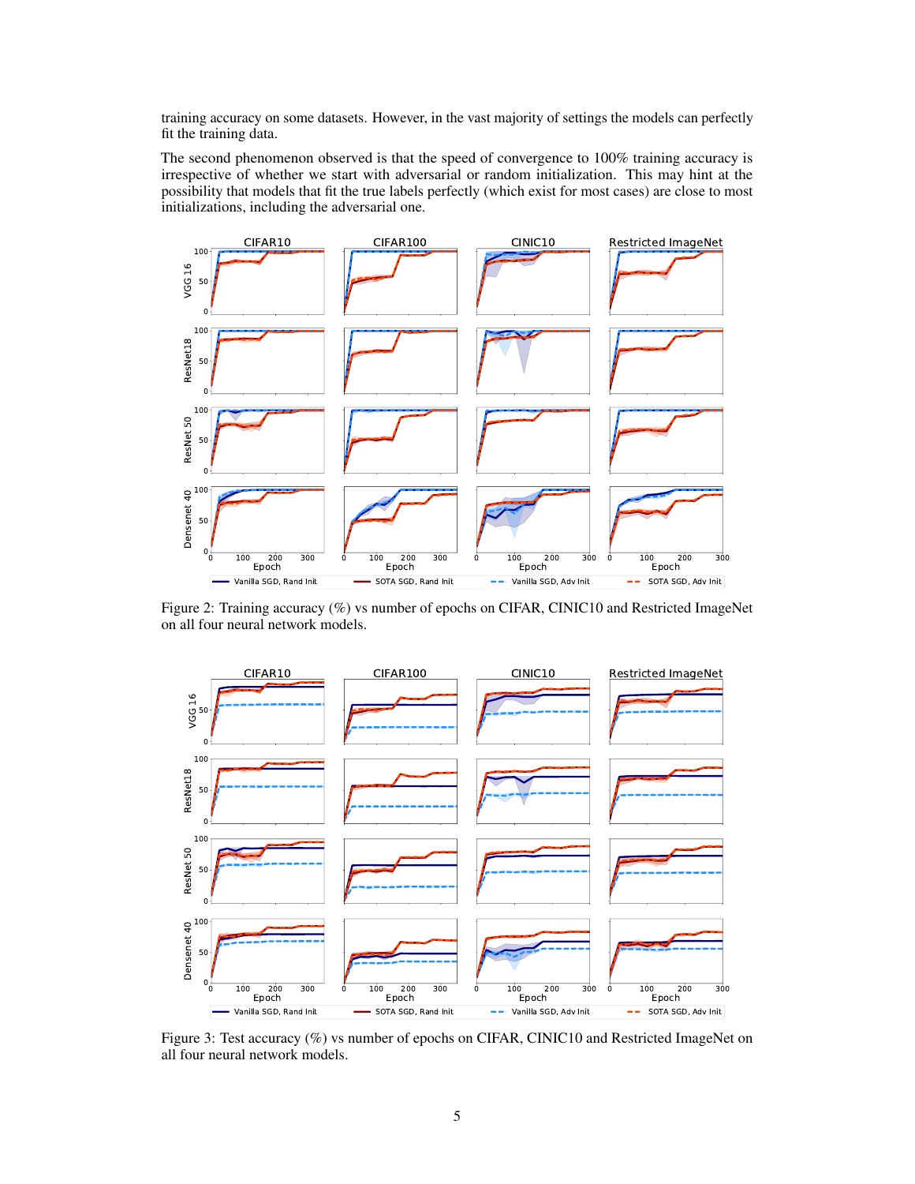training accuracy on some datasets. However, in the vast majority of settings the models can perfectly fit the training data.

The second phenomenon observed is that the speed of convergence to 100% training accuracy is irrespective of whether we start with adversarial or random initialization. This may hint at the possibility that models that fit the true labels perfectly (which exist for most cases) are close to most initializations, including the adversarial one.

Figure 2: Training accuracy (%) vs number of epochs on CIFAR, CINIC10 and Restricted ImageNet on all four neural network models.

Figure 3: Test accuracy (%) vs number of epochs on CIFAR, CINIC10 and Restricted ImageNet on all four neural network models.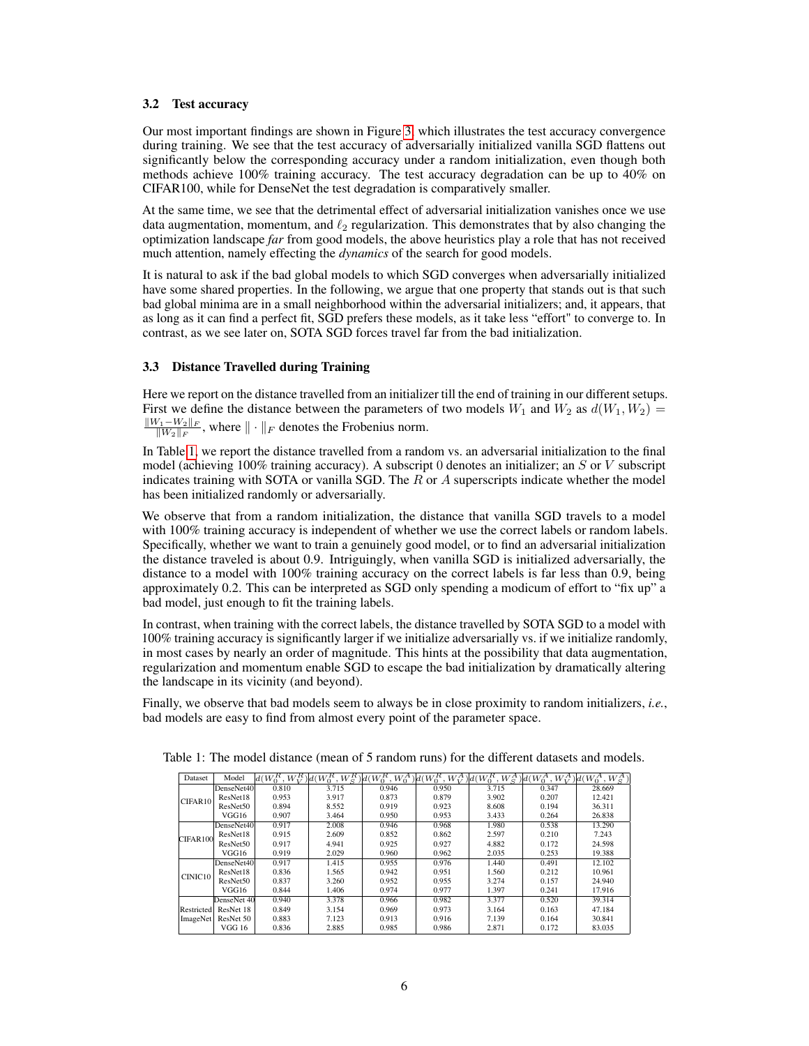### 3.2 Test accuracy

Our most important findings are shown in Figure 3, which illustrates the test accuracy convergence during training. We see that the test accuracy of adversarially initialized vanilla SGD flattens out significantly below the corresponding accuracy under a random initialization, even though both methods achieve 100% training accuracy. The test accuracy degradation can be up to 40% on CIFAR100, while for DenseNet the test degradation is comparatively smaller.

At the same time, we see that the detrimental effect of adversarial initialization vanishes once we use data augmentation, momentum, and $\ell_2$ regularization. This demonstrates that by also changing the optimization landscape *far* from good models, the above heuristics play a role that has not received much attention, namely effecting the *dynamics* of the search for good models.

It is natural to ask if the bad global models to which SGD converges when adversarially initialized have some shared properties. In the following, we argue that one property that stands out is that such bad global minima are in a small neighborhood within the adversarial initializers; and, it appears, that as long as it can find a perfect fit, SGD prefers these models, as it take less "effort" to converge to. In contrast, as we see later on, SOTA SGD forces travel far from the bad initialization.

### 3.3 Distance Travelled during Training

Here we report on the distance travelled from an initializer till the end of training in our different setups. First we define the distance between the parameters of two models $W_1$ and $W_2$ as $d(W_1, W_2) = \frac{\|W_1 - W_2\|_F}{\|W_2\|_F}$, where $\|\cdot\|_F$ denotes the Frobenius norm.

In Table 1, we report the distance travelled from a random vs. an adversarial initialization to the final model (achieving 100% training accuracy). A subscript 0 denotes an initializer; an $S$ or $V$ subscript indicates training with SOTA or vanilla SGD. The $R$ or $A$ superscripts indicate whether the model has been initialized randomly or adversarially.

We observe that from a random initialization, the distance that vanilla SGD travels to a model with 100% training accuracy is independent of whether we use the correct labels or random labels. Specifically, whether we want to train a genuinely good model, or to find an adversarial initialization the distance traveled is about 0.9. Intriguingly, when vanilla SGD is initialized adversarially, the distance to a model with 100% training accuracy on the correct labels is far less than 0.9, being approximately 0.2. This can be interpreted as SGD only spending a modicum of effort to "fix up" a bad model, just enough to fit the training labels.

In contrast, when training with the correct labels, the distance travelled by SOTA SGD to a model with 100% training accuracy is significantly larger if we initialize adversarially vs. if we initialize randomly, in most cases by nearly an order of magnitude. This hints at the possibility that data augmentation, regularization and momentum enable SGD to escape the bad initialization by dramatically altering the landscape in its vicinity (and beyond).

Finally, we observe that bad models seem to always be in close proximity to random initializers, *i.e.*, bad models are easy to find from almost every point of the parameter space.

Table 1: The model distance (mean of 5 random runs) for the different datasets and models.

| Dataset | Model | $d(W_0^R, W_V^R)$ | $d(W_0^R, W_S^R)$ | $d(W_0^R, W_0^A)$ | $d(W_0^R, W_V^A)$ | $d(W_0^R, W_S^A)$ | $d(W_0^A, W_V^A)$ | $d(W_0^A, W_S^A)$ |
|---|---|---|---|---|---|---|---|---|
| CIFAR10 | DenseNet40 | 0.810 | 3.715 | 0.946 | 0.950 | 3.715 | 0.347 | 28.669 |
| | ResNet18 | 0.953 | 3.917 | 0.873 | 0.879 | 3.902 | 0.207 | 12.421 |
| | ResNet50 | 0.894 | 8.552 | 0.919 | 0.923 | 8.608 | 0.194 | 36.311 |
| | VGG16 | 0.907 | 3.464 | 0.950 | 0.953 | 3.433 | 0.264 | 26.838 |
| CIFAR100 | DenseNet40 | 0.917 | 2.008 | 0.946 | 0.968 | 1.980 | 0.538 | 13.290 |
| | ResNet18 | 0.915 | 2.609 | 0.852 | 0.862 | 2.597 | 0.210 | 7.243 |
| | ResNet50 | 0.917 | 4.941 | 0.925 | 0.927 | 4.882 | 0.172 | 24.598 |
| | VGG16 | 0.919 | 2.029 | 0.960 | 0.962 | 2.035 | 0.253 | 19.388 |
| CINIC10 | DenseNet40 | 0.917 | 1.415 | 0.955 | 0.976 | 1.440 | 0.491 | 12.102 |
| | ResNet18 | 0.836 | 1.565 | 0.942 | 0.951 | 1.560 | 0.212 | 10.961 |
| | ResNet50 | 0.837 | 3.260 | 0.952 | 0.955 | 3.274 | 0.157 | 24.940 |
| | VGG16 | 0.844 | 1.406 | 0.974 | 0.977 | 1.397 | 0.241 | 17.916 |
| Restricted ImageNet | DenseNet 40 | 0.940 | 3.378 | 0.966 | 0.982 | 3.377 | 0.520 | 39.314 |
| | ResNet 18 | 0.849 | 3.154 | 0.969 | 0.973 | 3.164 | 0.163 | 47.184 |
| | ResNet 50 | 0.883 | 7.123 | 0.913 | 0.916 | 7.139 | 0.164 | 30.841 |
| | VGG 16 | 0.836 | 2.885 | 0.985 | 0.986 | 2.871 | 0.172 | 83.035 |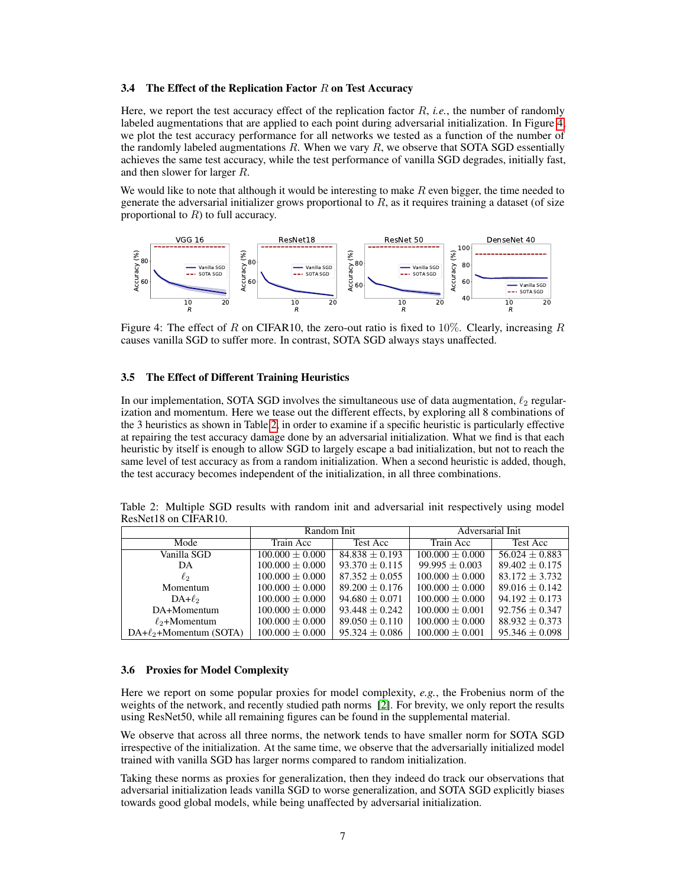### 3.4 The Effect of the Replication Factor $R$ on Test Accuracy

Here, we report the test accuracy effect of the replication factor $R$, *i.e.*, the number of randomly labeled augmentations that are applied to each point during adversarial initialization. In Figure 4, we plot the test accuracy performance for all networks we tested as a function of the number of the randomly labeled augmentations $R$. When we vary $R$, we observe that SOTA SGD essentially achieves the same test accuracy, while the test performance of vanilla SGD degrades, initially fast, and then slower for larger $R$.

We would like to note that although it would be interesting to make $R$ even bigger, the time needed to generate the adversarial initializer grows proportional to $R$, as it requires training a dataset (of size proportional to $R$) to full accuracy.

Figure 4: The effect of $R$ on CIFAR10, the zero-out ratio is fixed to $10\%$. Clearly, increasing $R$ causes vanilla SGD to suffer more. In contrast, SOTA SGD always stays unaffected.

### 3.5 The Effect of Different Training Heuristics

In our implementation, SOTA SGD involves the simultaneous use of data augmentation, $\ell_2$ regularization and momentum. Here we tease out the different effects, by exploring all 8 combinations of the 3 heuristics as shown in Table 2, in order to examine if a specific heuristic is particularly effective at repairing the test accuracy damage done by an adversarial initialization. What we find is that each heuristic by itself is enough to allow SGD to largely escape a bad initialization, but not to reach the same level of test accuracy as from a random initialization. When a second heuristic is added, though, the test accuracy becomes independent of the initialization, in all three combinations.

Table 2: Multiple SGD results with random init and adversarial init respectively using model ResNet18 on CIFAR10.

| | Random Init | | Adversarial Init | |
|---|---|---|---|---|
| Mode | Train Acc | Test Acc | Train Acc | Test Acc |
| Vanilla SGD | $100.000 \pm 0.000$ | $84.838 \pm 0.193$ | $100.000 \pm 0.000$ | $56.024 \pm 0.883$ |
| DA | $100.000 \pm 0.000$ | $93.370 \pm 0.115$ | $99.995 \pm 0.003$ | $89.402 \pm 0.175$ |
| $\ell_2$ | $100.000 \pm 0.000$ | $87.352 \pm 0.055$ | $100.000 \pm 0.000$ | $83.172 \pm 3.732$ |
| Momentum | $100.000 \pm 0.000$ | $89.200 \pm 0.176$ | $100.000 \pm 0.000$ | $89.016 \pm 0.142$ |
| DA+$\ell_2$ | $100.000 \pm 0.000$ | $94.680 \pm 0.071$ | $100.000 \pm 0.000$ | $94.192 \pm 0.173$ |
| DA+Momentum | $100.000 \pm 0.000$ | $93.448 \pm 0.242$ | $100.000 \pm 0.001$ | $92.756 \pm 0.347$ |
| $\ell_2$+Momentum | $100.000 \pm 0.000$ | $89.050 \pm 0.110$ | $100.000 \pm 0.000$ | $88.932 \pm 0.373$ |
| DA+$\ell_2$+Momentum (SOTA) | $100.000 \pm 0.000$ | $95.324 \pm 0.086$ | $100.000 \pm 0.001$ | $95.346 \pm 0.098$ |

### 3.6 Proxies for Model Complexity

Here we report on some popular proxies for model complexity, *e.g.*, the Frobenius norm of the weights of the network, and recently studied path norms [2]. For brevity, we only report the results using ResNet50, while all remaining figures can be found in the supplemental material.

We observe that across all three norms, the network tends to have smaller norm for SOTA SGD irrespective of the initialization. At the same time, we observe that the adversarially initialized model trained with vanilla SGD has larger norms compared to random initialization.

Taking these norms as proxies for generalization, then they indeed do track our observations that adversarial initialization leads vanilla SGD to worse generalization, and SOTA SGD explicitly biases towards good global models, while being unaffected by adversarial initialization.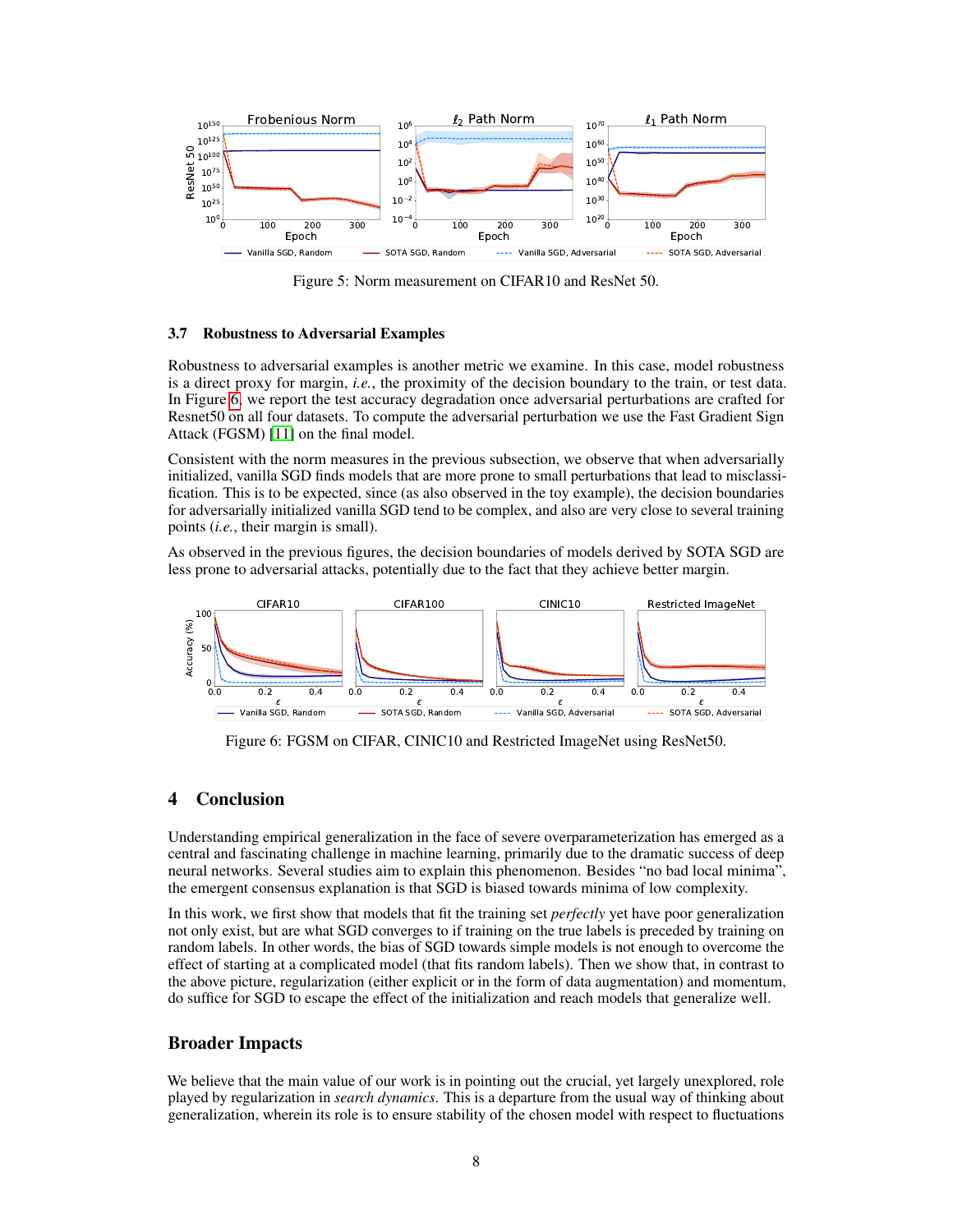Figure 5: Norm measurement on CIFAR10 and ResNet 50.

### 3.7 Robustness to Adversarial Examples

Robustness to adversarial examples is another metric we examine. In this case, model robustness is a direct proxy for margin, *i.e.*, the proximity of the decision boundary to the train, or test data. In Figure 6, we report the test accuracy degradation once adversarial perturbations are crafted for Resnet50 on all four datasets. To compute the adversarial perturbation we use the Fast Gradient Sign Attack (FGSM) [11] on the final model.

Consistent with the norm measures in the previous subsection, we observe that when adversarially initialized, vanilla SGD finds models that are more prone to small perturbations that lead to misclassification. This is to be expected, since (as also observed in the toy example), the decision boundaries for adversarially initialized vanilla SGD tend to be complex, and also are very close to several training points (*i.e.*, their margin is small).

As observed in the previous figures, the decision boundaries of models derived by SOTA SGD are less prone to adversarial attacks, potentially due to the fact that they achieve better margin.

Figure 6: FGSM on CIFAR, CINIC10 and Restricted ImageNet using ResNet50.

## 4 Conclusion

Understanding empirical generalization in the face of severe overparameterization has emerged as a central and fascinating challenge in machine learning, primarily due to the dramatic success of deep neural networks. Several studies aim to explain this phenomenon. Besides "no bad local minima", the emergent consensus explanation is that SGD is biased towards minima of low complexity.

In this work, we first show that models that fit the training set *perfectly* yet have poor generalization not only exist, but are what SGD converges to if training on the true labels is preceded by training on random labels. In other words, the bias of SGD towards simple models is not enough to overcome the effect of starting at a complicated model (that fits random labels). Then we show that, in contrast to the above picture, regularization (either explicit or in the form of data augmentation) and momentum, do suffice for SGD to escape the effect of the initialization and reach models that generalize well.

## Broader Impacts

We believe that the main value of our work is in pointing out the crucial, yet largely unexplored, role played by regularization in *search dynamics*. This is a departure from the usual way of thinking about generalization, wherein its role is to ensure stability of the chosen model with respect to fluctuations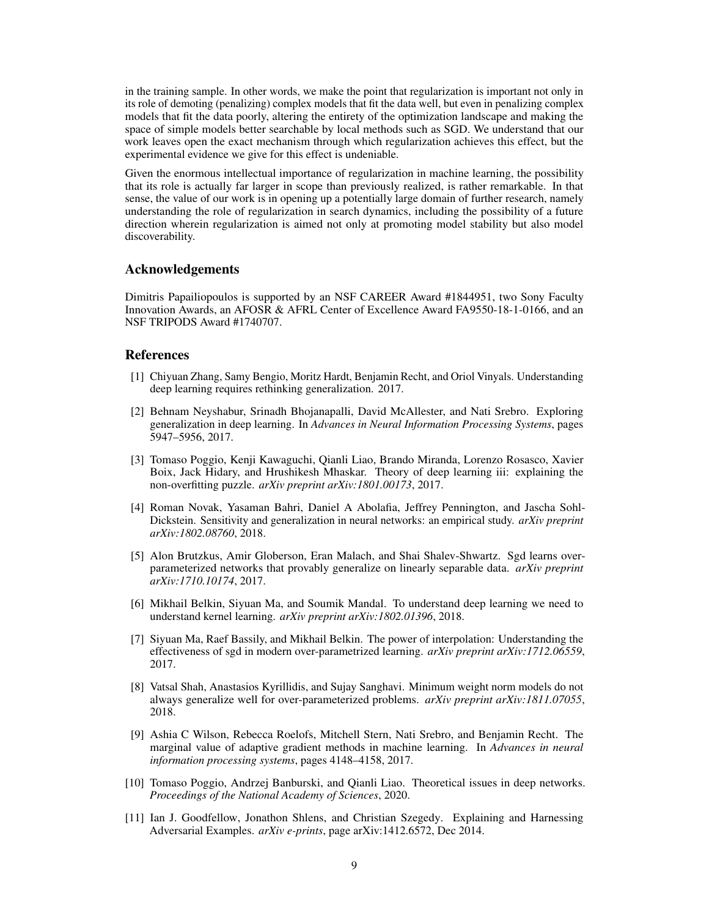in the training sample. In other words, we make the point that regularization is important not only in its role of demoting (penalizing) complex models that fit the data well, but even in penalizing complex models that fit the data poorly, altering the entirety of the optimization landscape and making the space of simple models better searchable by local methods such as SGD. We understand that our work leaves open the exact mechanism through which regularization achieves this effect, but the experimental evidence we give for this effect is undeniable.

Given the enormous intellectual importance of regularization in machine learning, the possibility that its role is actually far larger in scope than previously realized, is rather remarkable. In that sense, the value of our work is in opening up a potentially large domain of further research, namely understanding the role of regularization in search dynamics, including the possibility of a future direction wherein regularization is aimed not only at promoting model stability but also model discoverability.

## Acknowledgements

Dimitris Papailiopoulos is supported by an NSF CAREER Award #1844951, two Sony Faculty Innovation Awards, an AFOSR & AFRL Center of Excellence Award FA9550-18-1-0166, and an NSF TRIPODS Award #1740707.

## References

[1] Chiyuan Zhang, Samy Bengio, Moritz Hardt, Benjamin Recht, and Oriol Vinyals. Understanding deep learning requires rethinking generalization. 2017.

[2] Behnam Neyshabur, Srinadh Bhojanapalli, David McAllester, and Nati Srebro. Exploring generalization in deep learning. In *Advances in Neural Information Processing Systems*, pages 5947–5956, 2017.

[3] Tomaso Poggio, Kenji Kawaguchi, Qianli Liao, Brando Miranda, Lorenzo Rosasco, Xavier Boix, Jack Hidary, and Hrushikesh Mhaskar. Theory of deep learning iii: explaining the non-overfitting puzzle. *arXiv preprint arXiv:1801.00173*, 2017.

[4] Roman Novak, Yasaman Bahri, Daniel A Abolafia, Jeffrey Pennington, and Jascha Sohl-Dickstein. Sensitivity and generalization in neural networks: an empirical study. *arXiv preprint arXiv:1802.08760*, 2018.

[5] Alon Brutzkus, Amir Globerson, Eran Malach, and Shai Shalev-Shwartz. Sgd learns over-parameterized networks that provably generalize on linearly separable data. *arXiv preprint arXiv:1710.10174*, 2017.

[6] Mikhail Belkin, Siyuan Ma, and Soumik Mandal. To understand deep learning we need to understand kernel learning. *arXiv preprint arXiv:1802.01396*, 2018.

[7] Siyuan Ma, Raef Bassily, and Mikhail Belkin. The power of interpolation: Understanding the effectiveness of sgd in modern over-parametrized learning. *arXiv preprint arXiv:1712.06559*, 2017.

[8] Vatsal Shah, Anastasios Kyrillidis, and Sujay Sanghavi. Minimum weight norm models do not always generalize well for over-parameterized problems. *arXiv preprint arXiv:1811.07055*, 2018.

[9] Ashia C Wilson, Rebecca Roelofs, Mitchell Stern, Nati Srebro, and Benjamin Recht. The marginal value of adaptive gradient methods in machine learning. In *Advances in neural information processing systems*, pages 4148–4158, 2017.

[10] Tomaso Poggio, Andrzej Banburski, and Qianli Liao. Theoretical issues in deep networks. *Proceedings of the National Academy of Sciences*, 2020.

[11] Ian J. Goodfellow, Jonathon Shlens, and Christian Szegedy. Explaining and Harnessing Adversarial Examples. *arXiv e-prints*, page arXiv:1412.6572, Dec 2014.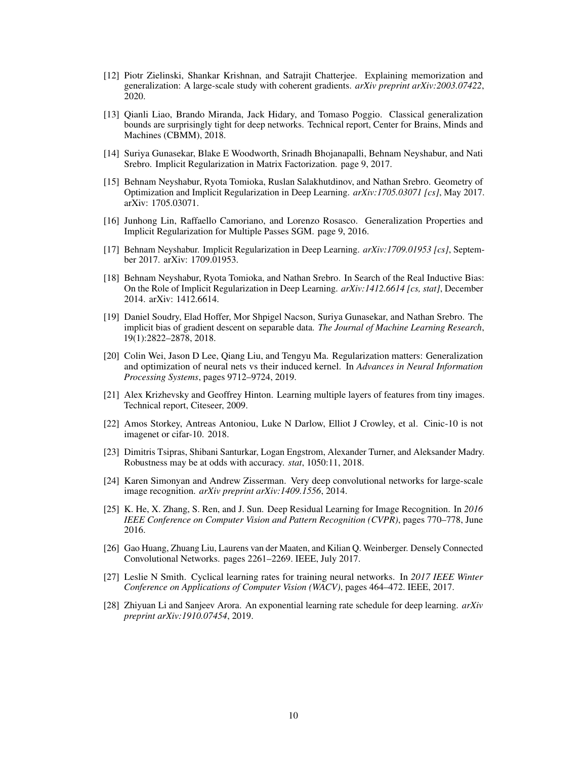[12] Piotr Zielinski, Shankar Krishnan, and Satrajit Chatterjee. Explaining memorization and generalization: A large-scale study with coherent gradients. *arXiv preprint arXiv:2003.07422*, 2020.

[13] Qianli Liao, Brando Miranda, Jack Hidary, and Tomaso Poggio. Classical generalization bounds are surprisingly tight for deep networks. Technical report, Center for Brains, Minds and Machines (CBMM), 2018.

[14] Suriya Gunasekar, Blake E Woodworth, Srinadh Bhojanapalli, Behnam Neyshabur, and Nati Srebro. Implicit Regularization in Matrix Factorization. page 9, 2017.

[15] Behnam Neyshabur, Ryota Tomioka, Ruslan Salakhutdinov, and Nathan Srebro. Geometry of Optimization and Implicit Regularization in Deep Learning. *arXiv:1705.03071 [cs]*, May 2017. arXiv: 1705.03071.

[16] Junhong Lin, Raffaello Camoriano, and Lorenzo Rosasco. Generalization Properties and Implicit Regularization for Multiple Passes SGM. page 9, 2016.

[17] Behnam Neyshabur. Implicit Regularization in Deep Learning. *arXiv:1709.01953 [cs]*, September 2017. arXiv: 1709.01953.

[18] Behnam Neyshabur, Ryota Tomioka, and Nathan Srebro. In Search of the Real Inductive Bias: On the Role of Implicit Regularization in Deep Learning. *arXiv:1412.6614 [cs, stat]*, December 2014. arXiv: 1412.6614.

[19] Daniel Soudry, Elad Hoffer, Mor Shpigel Nacson, Suriya Gunasekar, and Nathan Srebro. The implicit bias of gradient descent on separable data. *The Journal of Machine Learning Research*, 19(1):2822–2878, 2018.

[20] Colin Wei, Jason D Lee, Qiang Liu, and Tengyu Ma. Regularization matters: Generalization and optimization of neural nets vs their induced kernel. In *Advances in Neural Information Processing Systems*, pages 9712–9724, 2019.

[21] Alex Krizhevsky and Geoffrey Hinton. Learning multiple layers of features from tiny images. Technical report, Citeseer, 2009.

[22] Amos Storkey, Antreas Antoniou, Luke N Darlow, Elliot J Crowley, et al. Cinic-10 is not imagenet or cifar-10. 2018.

[23] Dimitris Tsipras, Shibani Santurkar, Logan Engstrom, Alexander Turner, and Aleksander Madry. Robustness may be at odds with accuracy. *stat*, 1050:11, 2018.

[24] Karen Simonyan and Andrew Zisserman. Very deep convolutional networks for large-scale image recognition. *arXiv preprint arXiv:1409.1556*, 2014.

[25] K. He, X. Zhang, S. Ren, and J. Sun. Deep Residual Learning for Image Recognition. In *2016 IEEE Conference on Computer Vision and Pattern Recognition (CVPR)*, pages 770–778, June 2016.

[26] Gao Huang, Zhuang Liu, Laurens van der Maaten, and Kilian Q. Weinberger. Densely Connected Convolutional Networks. pages 2261–2269. IEEE, July 2017.

[27] Leslie N Smith. Cyclical learning rates for training neural networks. In *2017 IEEE Winter Conference on Applications of Computer Vision (WACV)*, pages 464–472. IEEE, 2017.

[28] Zhiyuan Li and Sanjeev Arora. An exponential learning rate schedule for deep learning. *arXiv preprint arXiv:1910.07454*, 2019.